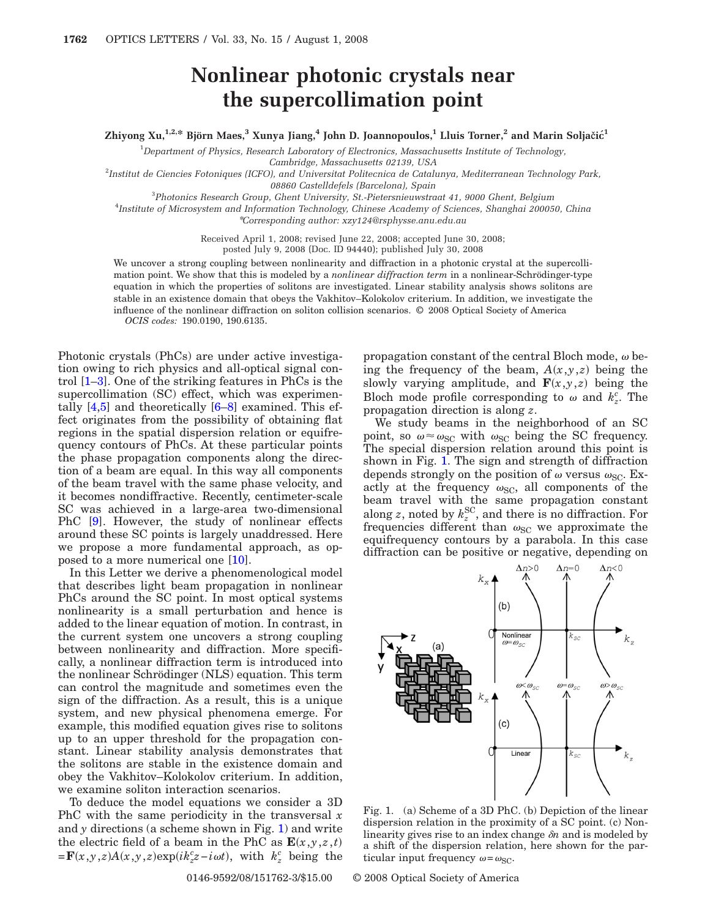# Nonlinear photonic crystals near the supercollimation point

**Zhiyong Xu,[1,2,*] Björn Maes,[3] Xunya Jiang,[4] John D. Joannopoulos,[1] Lluis Torner,[2] and Marin Soljačić[1]**

[1]*Department of Physics, Research Laboratory of Electronics, Massachusetts Institute of Technology, Cambridge, Massachusetts 02139, USA*

[2]*Institut de Ciencies Fotoniques (ICFO), and Universitat Politecnica de Catalunya, Mediterranean Technology Park, 08860 Castelldefels (Barcelona), Spain*

[3]*Photonics Research Group, Ghent University, St.-Pietersnieuwstraat 41, 9000 Ghent, Belgium*

[4]*Institute of Microsystem and Information Technology, Chinese Academy of Sciences, Shanghai 200050, China*

*Corresponding author: xzy124@rsphysse.anu.edu.au

Received April 1, 2008; revised June 22, 2008; accepted June 30, 2008; posted July 9, 2008 (Doc. ID 94440); published July 30, 2008

We uncover a strong coupling between nonlinearity and diffraction in a photonic crystal at the supercollimation point. We show that this is modeled by a *nonlinear diffraction term* in a nonlinear-Schrödinger-type equation in which the properties of solitons are investigated. Linear stability analysis shows solitons are stable in an existence domain that obeys the Vakhitov–Kolokolov criterion. In addition, we investigate the influence of the nonlinear diffraction on soliton collision scenarios. © 2008 Optical Society of America

*OCIS codes:* 190.0190, 190.6135.

Photonic crystals (PhCs) are under active investigation owing to rich physics and all-optical signal control [1–3]. One of the striking features in PhCs is the supercollimation (SC) effect, which was experimentally [4,5] and theoretically [6–8] examined. This effect originates from the possibility of obtaining flat regions in the spatial dispersion relation or equifrequency contours of PhCs. At these particular points the phase propagation components along the direction of a beam are equal. In this way all components of the beam travel with the same phase velocity, and it becomes nondiffractive. Recently, centimeter-scale SC was achieved in a large-area two-dimensional PhC [9]. However, the study of nonlinear effects around these SC points is largely unaddressed. Here we propose a more fundamental approach, as opposed to a more numerical one [10].

In this Letter we derive a phenomenological model that describes light beam propagation in nonlinear PhCs around the SC point. In most optical systems nonlinearity is a small perturbation and hence is added to the linear equation of motion. In contrast, in the current system one uncovers a strong coupling between nonlinearity and diffraction. More specifically, a nonlinear diffraction term is introduced into the nonlinear Schrödinger (NLS) equation. This term can control the magnitude and sometimes even the sign of the diffraction. As a result, this is a unique system, and new physical phenomena emerge. For example, this modified equation gives rise to solitons up to an upper threshold for the propagation constant. Linear stability analysis demonstrates that the solitons are stable in the existence domain and obey the Vakhitov–Kolokolov criterion. In addition, we examine soliton interaction scenarios.

To deduce the model equations we consider a 3D PhC with the same periodicity in the transversal $x$ and $y$ directions (a scheme shown in Fig. 1) and write the electric field of a beam in the PhC as $\mathbf{E}(x,y,z,t) = \mathbf{F}(x,y,z)A(x,y,z)\exp(ik_z^c z - i\omega t)$, with $k_z^c$ being the propagation constant of the central Bloch mode, $\omega$ being the frequency of the beam, $A(x,y,z)$ being the slowly varying amplitude, and $\mathbf{F}(x,y,z)$ being the Bloch mode profile corresponding to $\omega$ and $k_z^c$. The propagation direction is along $z$.

We study beams in the neighborhood of an SC point, so $\omega \approx \omega_{\mathrm{SC}}$ with $\omega_{\mathrm{SC}}$ being the SC frequency. The special dispersion relation around this point is shown in Fig. 1. The sign and strength of diffraction depends strongly on the position of $\omega$ versus $\omega_{\mathrm{SC}}$. Exactly at the frequency $\omega_{\mathrm{SC}}$, all components of the beam travel with the same propagation constant along $z$, noted by $k_z^{\mathrm{SC}}$, and there is no diffraction. For frequencies different than $\omega_{\mathrm{SC}}$ we approximate the equifrequency contours by a parabola. In this case diffraction can be positive or negative, depending on

Fig. 1. (a) Scheme of a 3D PhC. (b) Depiction of the linear dispersion relation in the proximity of a SC point. (c) Nonlinearity gives rise to an index change $\delta n$ and is modeled by a shift of the dispersion relation, here shown for the particular input frequency $\omega = \omega_{\mathrm{SC}}$.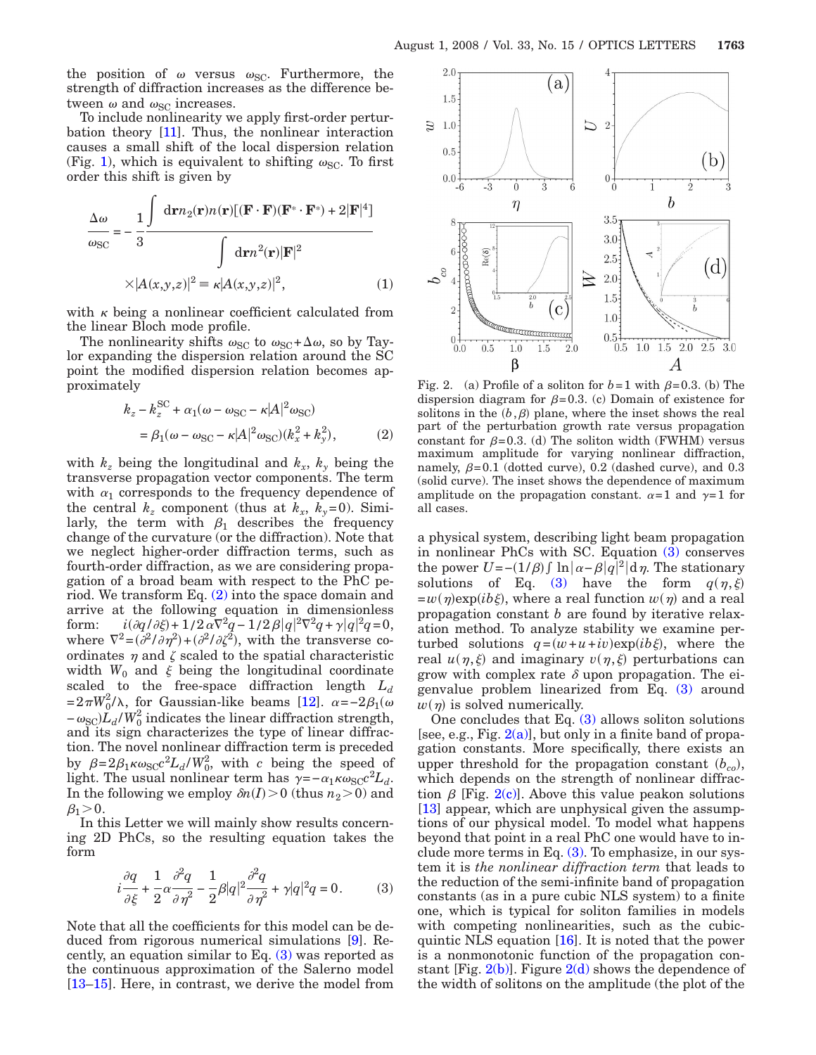the position of $\omega$ versus $\omega_{SC}$. Furthermore, the strength of diffraction increases as the difference between $\omega$ and $\omega_{SC}$ increases.

To include nonlinearity we apply first-order perturbation theory [11]. Thus, the nonlinear interaction causes a small shift of the local dispersion relation (Fig. 1), which is equivalent to shifting $\omega_{SC}$. To first order this shift is given by

$$\frac{\Delta\omega}{\omega_{SC}} = -\frac{1}{3}\frac{\int \mathrm{d}\mathbf{r} n_2(\mathbf{r})n(\mathbf{r})[(\mathbf{F}\cdot\mathbf{F})(\mathbf{F}^*\cdot\mathbf{F}^*)+2|\mathbf{F}|^4]}{\int \mathrm{d}\mathbf{r} n^2(\mathbf{r})|\mathbf{F}|^2} \times |A(x,y,z)|^2 \equiv \kappa|A(x,y,z)|^2, \tag{1}$$

with $\kappa$ being a nonlinear coefficient calculated from the linear Bloch mode profile.

The nonlinearity shifts $\omega_{SC}$ to $\omega_{SC}+\Delta\omega$, so by Taylor expanding the dispersion relation around the SC point the modified dispersion relation becomes approximately

$$k_z - k_z^{SC} + \alpha_1(\omega - \omega_{SC} - \kappa|A|^2\omega_{SC}) = \beta_1(\omega - \omega_{SC} - \kappa|A|^2\omega_{SC})(k_x^2 + k_y^2), \tag{2}$$

with $k_z$ being the longitudinal and $k_x$, $k_y$ being the transverse propagation vector components. The term with $\alpha_1$ corresponds to the frequency dependence of the central $k_z$ component (thus at $k_x$, $k_y=0$). Similarly, the term with $\beta_1$ describes the frequency change of the curvature (or the diffraction). Note that we neglect higher-order diffraction terms, such as fourth-order diffraction, as we are considering propagation of a broad beam with respect to the PhC period. We transform Eq. (2) into the space domain and arrive at the following equation in dimensionless form: $i(\partial q/\partial\xi)+1/2\,\alpha\nabla^2 q - 1/2\,\beta|q|^2\nabla^2 q+\gamma|q|^2 q=0$, where $\nabla^2=(\partial^2/\partial\eta^2)+(\partial^2/\partial\zeta^2)$, with the transverse coordinates $\eta$ and $\zeta$ scaled to the spatial characteristic width $W_0$ and $\xi$ being the longitudinal coordinate scaled to the free-space diffraction length $L_d = 2\pi W_0^2/\lambda$, for Gaussian-like beams [12]. $\alpha=-2\beta_1(\omega-\omega_{SC})L_d/W_0^2$ indicates the linear diffraction strength, and its sign characterizes the type of linear diffraction. The novel nonlinear diffraction term is preceded by $\beta=2\beta_1\kappa\omega_{SC}c^2L_d/W_0^2$, with $c$ being the speed of light. The usual nonlinear term has $\gamma=-\alpha_1\kappa\omega_{SC}c^2L_d$. In the following we employ $\delta n(I)>0$ (thus $n_2>0$) and $\beta_1>0$.

In this Letter we will mainly show results concerning 2D PhCs, so the resulting equation takes the form

$$i\frac{\partial q}{\partial \xi} + \frac{1}{2}\alpha\frac{\partial^2 q}{\partial \eta^2} - \frac{1}{2}\beta|q|^2\frac{\partial^2 q}{\partial \eta^2} + \gamma|q|^2 q = 0. \tag{3}$$

Note that all the coefficients for this model can be deduced from rigorous numerical simulations [9]. Recently, an equation similar to Eq. (3) was reported as the continuous approximation of the Salerno model [13–15]. Here, in contrast, we derive the model from a physical system, describing light beam propagation in nonlinear PhCs with SC. Equation (3) conserves the power $U=-(1/\beta)\int \ln|\alpha-\beta|q|^2|\mathrm{d}\eta$. The stationary solutions of Eq. (3) have the form $q(\eta,\xi) = w(\eta)\exp(ib\xi)$, where a real function $w(\eta)$ and a real propagation constant $b$ are found by iterative relaxation method. To analyze stability we examine perturbed solutions $q=(w+u+iv)\exp(ib\xi)$, where the real $u(\eta,\xi)$ and imaginary $v(\eta,\xi)$ perturbations can grow with complex rate $\delta$ upon propagation. The eigenvalue problem linearized from Eq. (3) around $w(\eta)$ is solved numerically.

Fig. 2. (a) Profile of a soliton for $b=1$ with $\beta=0.3$. (b) The dispersion diagram for $\beta=0.3$. (c) Domain of existence for solitons in the $(b,\beta)$ plane, where the inset shows the real part of the perturbation growth rate versus propagation constant for $\beta=0.3$. (d) The soliton width (FWHM) versus maximum amplitude for varying nonlinear diffraction, namely, $\beta=0.1$ (dotted curve), 0.2 (dashed curve), and 0.3 (solid curve). The inset shows the dependence of maximum amplitude on the propagation constant. $\alpha=1$ and $\gamma=1$ for all cases.

One concludes that Eq. (3) allows soliton solutions [see, e.g., Fig. 2(a)], but only in a finite band of propagation constants. More specifically, there exists an upper threshold for the propagation constant ($b_{co}$), which depends on the strength of nonlinear diffraction $\beta$ [Fig. 2(c)]. Above this value peakon solutions [13] appear, which are unphysical given the assumptions of our physical model. To model what happens beyond that point in a real PhC one would have to include more terms in Eq. (3). To emphasize, in our system it is *the nonlinear diffraction term* that leads to the reduction of the semi-infinite band of propagation constants (as in a pure cubic NLS system) to a finite one, which is typical for soliton families in models with competing nonlinearities, such as the cubic-quintic NLS equation [16]. It is noted that the power is a nonmonotonic function of the propagation constant [Fig. 2(b)]. Figure 2(d) shows the dependence of the width of solitons on the amplitude (the plot of the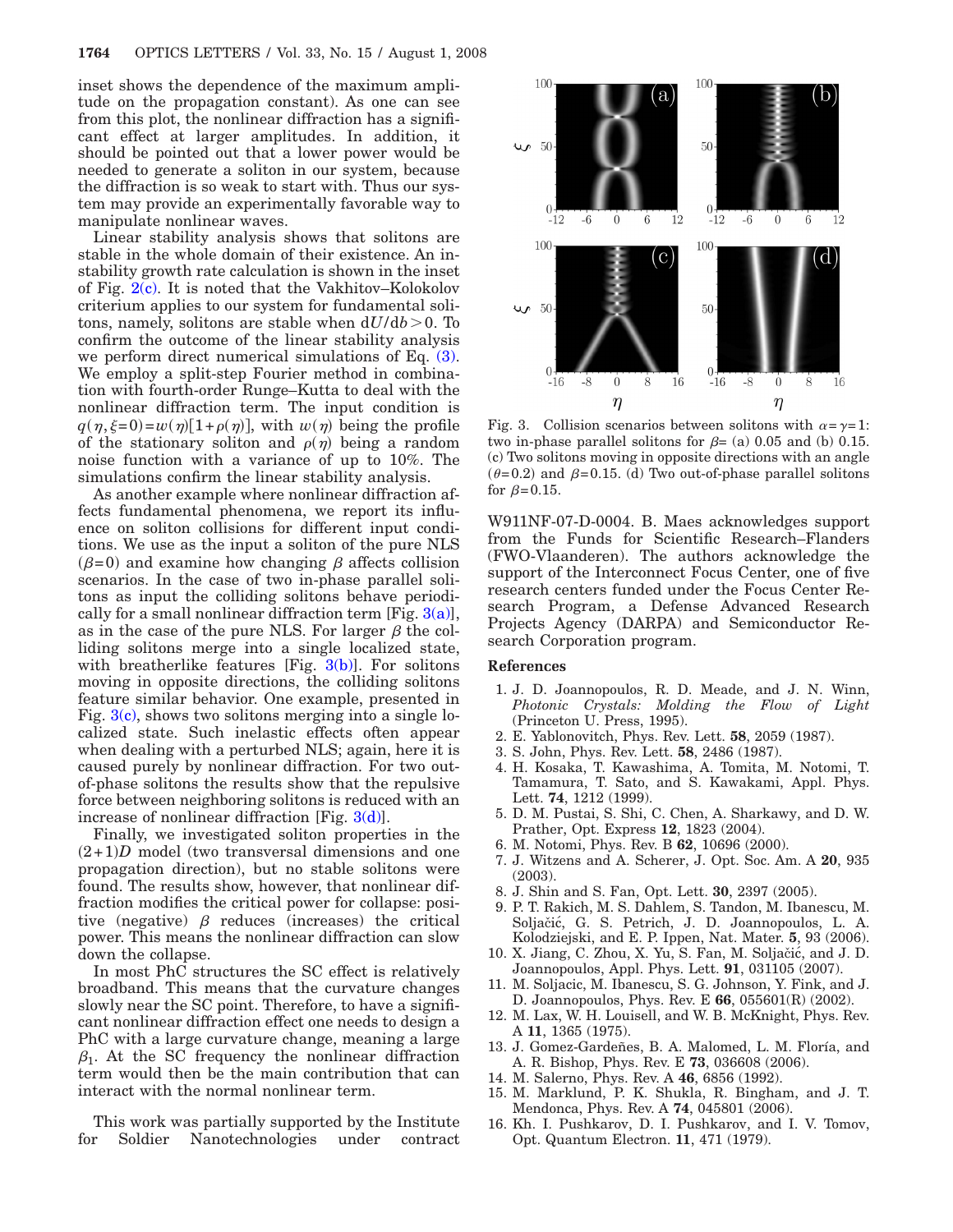inset shows the dependence of the maximum amplitude on the propagation constant). As one can see from this plot, the nonlinear diffraction has a significant effect at larger amplitudes. In addition, it should be pointed out that a lower power would be needed to generate a soliton in our system, because the diffraction is so weak to start with. Thus our system may provide an experimentally favorable way to manipulate nonlinear waves.

Linear stability analysis shows that solitons are stable in the whole domain of their existence. An instability growth rate calculation is shown in the inset of Fig. 2(c). It is noted that the Vakhitov–Kolokolov criterium applies to our system for fundamental solitons, namely, solitons are stable when $dU/db>0$. To confirm the outcome of the linear stability analysis we perform direct numerical simulations of Eq. (3). We employ a split-step Fourier method in combination with fourth-order Runge–Kutta to deal with the nonlinear diffraction term. The input condition is $q(\eta,\xi=0)=w(\eta)[1+\rho(\eta)]$, with $w(\eta)$ being the profile of the stationary soliton and $\rho(\eta)$ being a random noise function with a variance of up to 10%. The simulations confirm the linear stability analysis.

As another example where nonlinear diffraction affects fundamental phenomena, we report its influence on soliton collisions for different input conditions. We use as the input a soliton of the pure NLS ($\beta=0$) and examine how changing $\beta$ affects collision scenarios. In the case of two in-phase parallel solitons as input the colliding solitons behave periodically for a small nonlinear diffraction term [Fig. 3(a)], as in the case of the pure NLS. For larger $\beta$ the colliding solitons merge into a single localized state, with breatherlike features [Fig. 3(b)]. For solitons moving in opposite directions, the colliding solitons feature similar behavior. One example, presented in Fig. 3(c), shows two solitons merging into a single localized state. Such inelastic effects often appear when dealing with a perturbed NLS; again, here it is caused purely by nonlinear diffraction. For two out-of-phase solitons the results show that the repulsive force between neighboring solitons is reduced with an increase of nonlinear diffraction [Fig. 3(d)].

Finally, we investigated soliton properties in the $(2+1)D$ model (two transversal dimensions and one propagation direction), but no stable solitons were found. The results show, however, that nonlinear diffraction modifies the critical power for collapse: positive (negative) $\beta$ reduces (increases) the critical power. This means the nonlinear diffraction can slow down the collapse.

In most PhC structures the SC effect is relatively broadband. This means that the curvature changes slowly near the SC point. Therefore, to have a significant nonlinear diffraction effect one needs to design a PhC with a large curvature change, meaning a large $\beta_1$. At the SC frequency the nonlinear diffraction term would then be the main contribution that can interact with the normal nonlinear term.

This work was partially supported by the Institute for Soldier Nanotechnologies under contract W911NF-07-D-0004. B. Maes acknowledges support from the Funds for Scientific Research–Flanders (FWO-Vlaanderen). The authors acknowledge the support of the Interconnect Focus Center, one of five research centers funded under the Focus Center Research Program, a Defense Advanced Research Projects Agency (DARPA) and Semiconductor Research Corporation program.

(a) (b) (c) (d)
ξ 100 50 0
η -12 -6 0 6 12
η -16 -8 0 8 16

Fig. 3. Collision scenarios between solitons with $\alpha=\gamma=1$: two in-phase parallel solitons for $\beta=$ (a) 0.05 and (b) 0.15. (c) Two solitons moving in opposite directions with an angle ($\theta=0.2$) and $\beta=0.15$. (d) Two out-of-phase parallel solitons for $\beta=0.15$.

## References

1. J. D. Joannopoulos, R. D. Meade, and J. N. Winn, *Photonic Crystals: Molding the Flow of Light* (Princeton U. Press, 1995).
2. E. Yablonovitch, Phys. Rev. Lett. **58**, 2059 (1987).
3. S. John, Phys. Rev. Lett. **58**, 2486 (1987).
4. H. Kosaka, T. Kawashima, A. Tomita, M. Notomi, T. Tamamura, T. Sato, and S. Kawakami, Appl. Phys. Lett. **74**, 1212 (1999).
5. D. M. Pustai, S. Shi, C. Chen, A. Sharkawy, and D. W. Prather, Opt. Express **12**, 1823 (2004).
6. M. Notomi, Phys. Rev. B **62**, 10696 (2000).
7. J. Witzens and A. Scherer, J. Opt. Soc. Am. A **20**, 935 (2003).
8. J. Shin and S. Fan, Opt. Lett. **30**, 2397 (2005).
9. P. T. Rakich, M. S. Dahlem, S. Tandon, M. Ibanescu, M. Soljačić, G. S. Petrich, J. D. Joannopoulos, L. A. Kolodziejski, and E. P. Ippen, Nat. Mater. **5**, 93 (2006).
10. X. Jiang, C. Zhou, X. Yu, S. Fan, M. Soljačić, and J. D. Joannopoulos, Appl. Phys. Lett. **91**, 031105 (2007).
11. M. Soljacic, M. Ibanescu, S. G. Johnson, Y. Fink, and J. D. Joannopoulos, Phys. Rev. E **66**, 055601(R) (2002).
12. M. Lax, W. H. Louisell, and W. B. McKnight, Phys. Rev. A **11**, 1365 (1975).
13. J. Gomez-Gardeñes, B. A. Malomed, L. M. Floría, and A. R. Bishop, Phys. Rev. E **73**, 036608 (2006).
14. M. Salerno, Phys. Rev. A **46**, 6856 (1992).
15. M. Marklund, P. K. Shukla, R. Bingham, and J. T. Mendonca, Phys. Rev. A **74**, 045801 (2006).
16. Kh. I. Pushkarov, D. I. Pushkarov, and I. V. Tomov, Opt. Quantum Electron. **11**, 471 (1979).